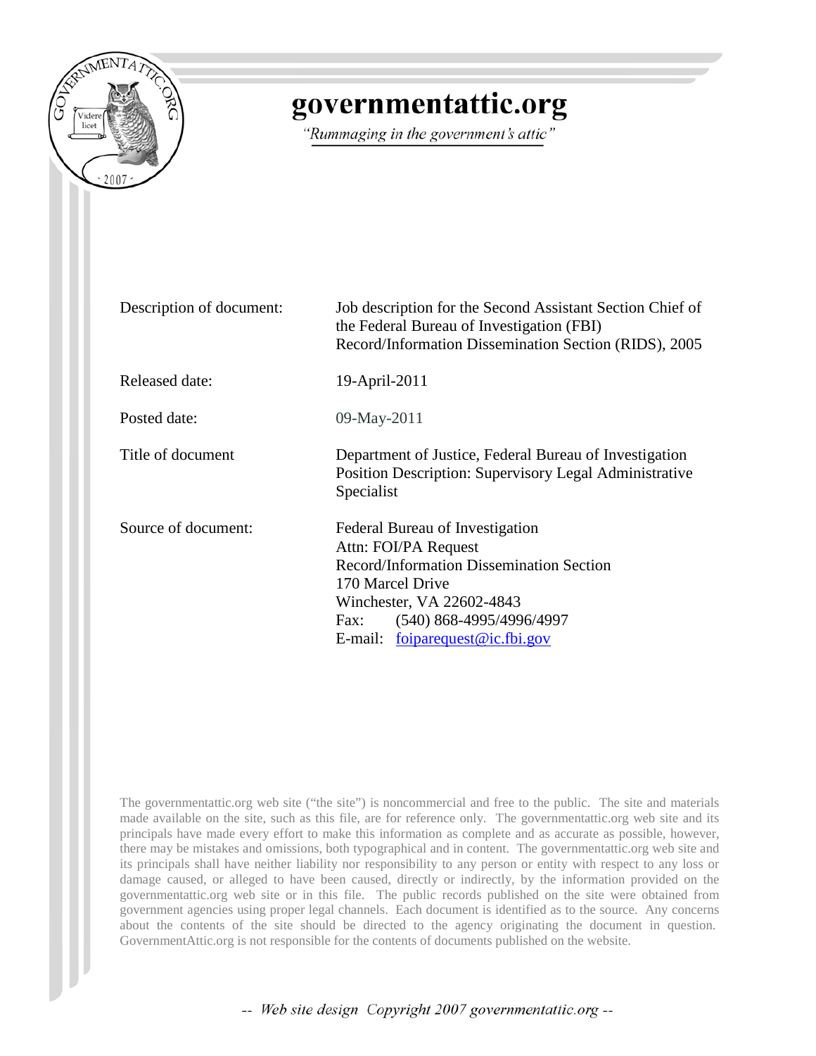# governmentattic.org

*"Rummaging in the government's attic"*

| | |
|---|---|
| Description of document: | Job description for the Second Assistant Section Chief of the Federal Bureau of Investigation (FBI) Record/Information Dissemination Section (RIDS), 2005 |
| Released date: | 19-April-2011 |
| Posted date: | 09-May-2011 |
| Title of document | Department of Justice, Federal Bureau of Investigation Position Description: Supervisory Legal Administrative Specialist |
| Source of document: | Federal Bureau of Investigation<br>Attn: FOI/PA Request<br>Record/Information Dissemination Section<br>170 Marcel Drive<br>Winchester, VA 22602-4843<br>Fax: (540) 868-4995/4996/4997<br>E-mail: foiparequest@ic.fbi.gov |

The governmentattic.org web site ("the site") is noncommercial and free to the public. The site and materials made available on the site, such as this file, are for reference only. The governmentattic.org web site and its principals have made every effort to make this information as complete and as accurate as possible, however, there may be mistakes and omissions, both typographical and in content. The governmentattic.org web site and its principals shall have neither liability nor responsibility to any person or entity with respect to any loss or damage caused, or alleged to have been caused, directly or indirectly, by the information provided on the governmentattic.org web site or in this file. The public records published on the site were obtained from government agencies using proper legal channels. Each document is identified as to the source. Any concerns about the contents of the site should be directed to the agency originating the document in question. GovernmentAttic.org is not responsible for the contents of documents published on the website.

-- *Web site design Copyright 2007 governmentattic.org* --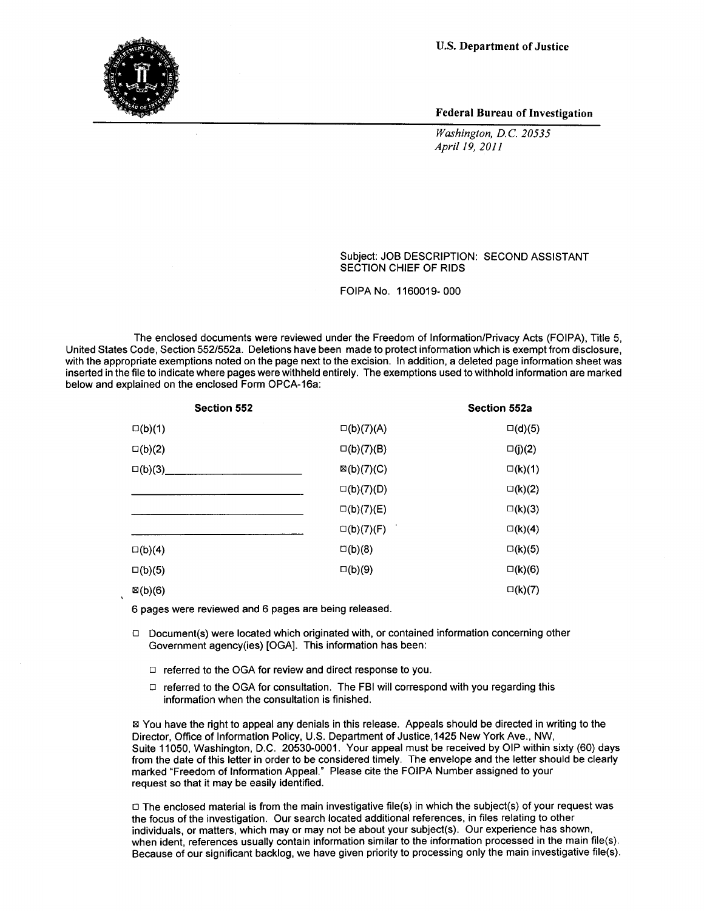**U.S. Department of Justice**

**Federal Bureau of Investigation**

*Washington, D.C. 20535*
*April 19, 2011*

Subject: JOB DESCRIPTION: SECOND ASSISTANT SECTION CHIEF OF RIDS

FOIPA No. 1160019- 000

The enclosed documents were reviewed under the Freedom of Information/Privacy Acts (FOIPA), Title 5, United States Code, Section 552/552a. Deletions have been made to protect information which is exempt from disclosure, with the appropriate exemptions noted on the page next to the excision. In addition, a deleted page information sheet was inserted in the file to indicate where pages were withheld entirely. The exemptions used to withhold information are marked below and explained on the enclosed Form OPCA-16a:

| Section 552 | | Section 552a |
|---|---|---|
| ☐(b)(1) | ☐(b)(7)(A) | ☐(d)(5) |
| ☐(b)(2) | ☐(b)(7)(B) | ☐(j)(2) |
| ☐(b)(3)________________ | ☒(b)(7)(C) | ☐(k)(1) |
| ________________ | ☐(b)(7)(D) | ☐(k)(2) |
| ________________ | ☐(b)(7)(E) | ☐(k)(3) |
| ________________ | ☐(b)(7)(F) | ☐(k)(4) |
| ☐(b)(4) | ☐(b)(8) | ☐(k)(5) |
| ☐(b)(5) | ☐(b)(9) | ☐(k)(6) |
| ☒(b)(6) | | ☐(k)(7) |

6 pages were reviewed and 6 pages are being released.

☐ Document(s) were located which originated with, or contained information concerning other Government agency(ies) [OGA]. This information has been:

- ☐ referred to the OGA for review and direct response to you.
- ☐ referred to the OGA for consultation. The FBI will correspond with you regarding this information when the consultation is finished.

☒ You have the right to appeal any denials in this release. Appeals should be directed in writing to the Director, Office of Information Policy, U.S. Department of Justice,1425 New York Ave., NW, Suite 11050, Washington, D.C. 20530-0001. Your appeal must be received by OIP within sixty (60) days from the date of this letter in order to be considered timely. The envelope and the letter should be clearly marked "Freedom of Information Appeal." Please cite the FOIPA Number assigned to your request so that it may be easily identified.

☐ The enclosed material is from the main investigative file(s) in which the subject(s) of your request was the focus of the investigation. Our search located additional references, in files relating to other individuals, or matters, which may or may not be about your subject(s). Our experience has shown, when ident, references usually contain information similar to the information processed in the main file(s). Because of our significant backlog, we have given priority to processing only the main investigative file(s).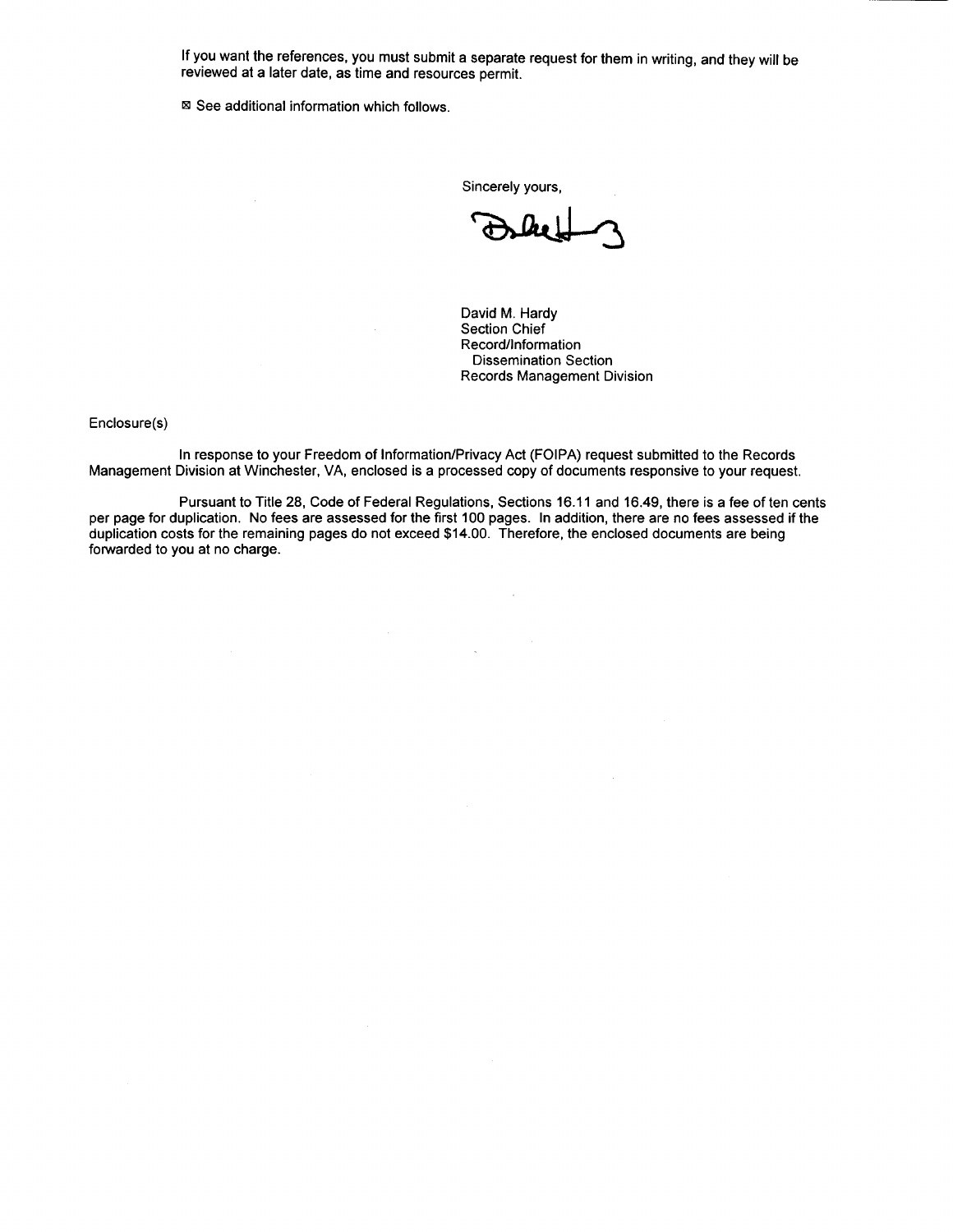If you want the references, you must submit a separate request for them in writing, and they will be reviewed at a later date, as time and resources permit.

☒ See additional information which follows.

Sincerely yours,

David M. Hardy
Section Chief
Record/Information
Dissemination Section
Records Management Division

Enclosure(s)

In response to your Freedom of Information/Privacy Act (FOIPA) request submitted to the Records Management Division at Winchester, VA, enclosed is a processed copy of documents responsive to your request.

Pursuant to Title 28, Code of Federal Regulations, Sections 16.11 and 16.49, there is a fee of ten cents per page for duplication. No fees are assessed for the first 100 pages. In addition, there are no fees assessed if the duplication costs for the remaining pages do not exceed $14.00. Therefore, the enclosed documents are being forwarded to you at no charge.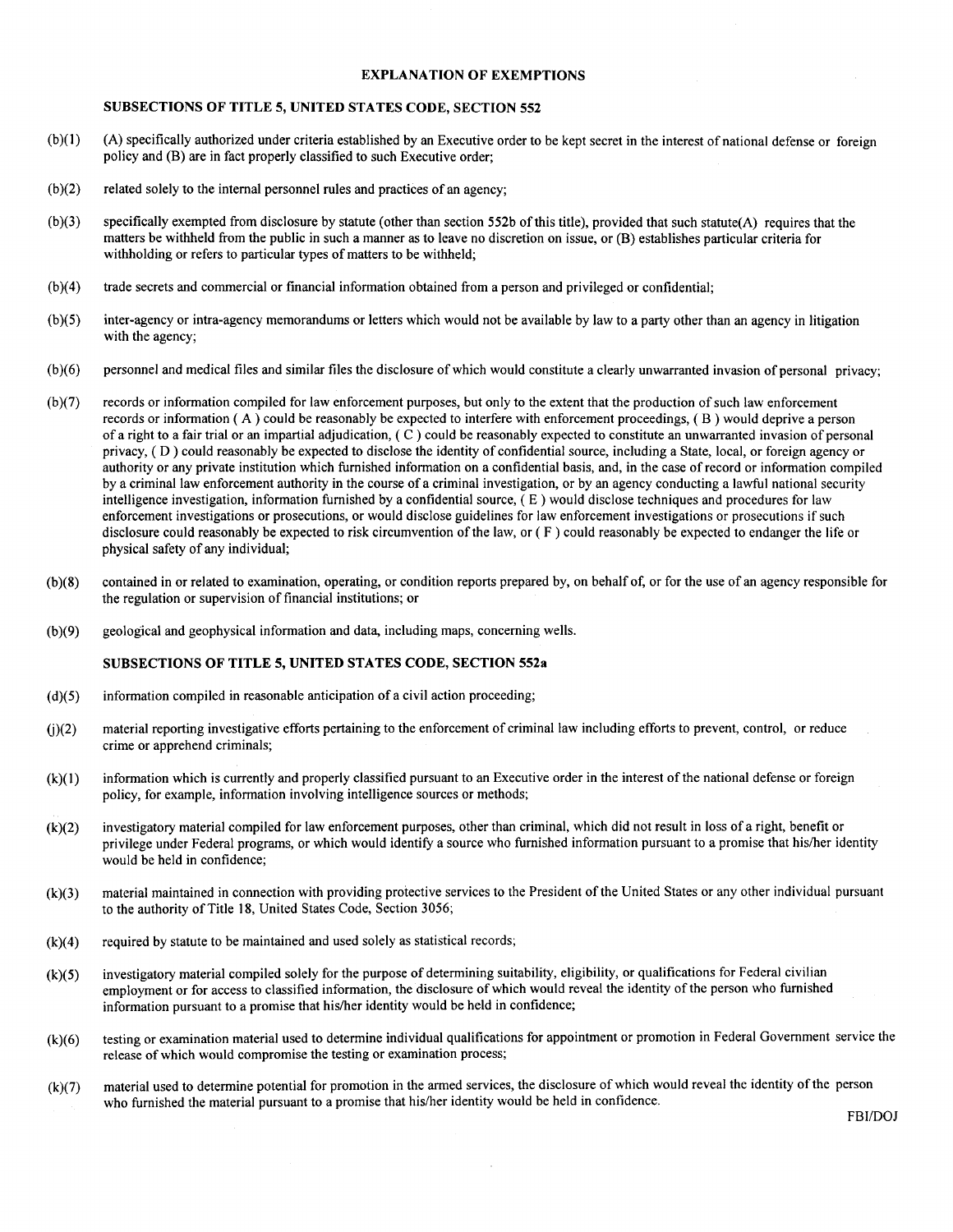## EXPLANATION OF EXEMPTIONS

### SUBSECTIONS OF TITLE 5, UNITED STATES CODE, SECTION 552

(b)(1) (A) specifically authorized under criteria established by an Executive order to be kept secret in the interest of national defense or foreign policy and (B) are in fact properly classified to such Executive order;

(b)(2) related solely to the internal personnel rules and practices of an agency;

(b)(3) specifically exempted from disclosure by statute (other than section 552b of this title), provided that such statute(A) requires that the matters be withheld from the public in such a manner as to leave no discretion on issue, or (B) establishes particular criteria for withholding or refers to particular types of matters to be withheld;

(b)(4) trade secrets and commercial or financial information obtained from a person and privileged or confidential;

(b)(5) inter-agency or intra-agency memorandums or letters which would not be available by law to a party other than an agency in litigation with the agency;

(b)(6) personnel and medical files and similar files the disclosure of which would constitute a clearly unwarranted invasion of personal privacy;

(b)(7) records or information compiled for law enforcement purposes, but only to the extent that the production of such law enforcement records or information ( A ) could be reasonably be expected to interfere with enforcement proceedings, ( B ) would deprive a person of a right to a fair trial or an impartial adjudication, ( C ) could be reasonably expected to constitute an unwarranted invasion of personal privacy, ( D ) could reasonably be expected to disclose the identity of confidential source, including a State, local, or foreign agency or authority or any private institution which furnished information on a confidential basis, and, in the case of record or information compiled by a criminal law enforcement authority in the course of a criminal investigation, or by an agency conducting a lawful national security intelligence investigation, information furnished by a confidential source, ( E ) would disclose techniques and procedures for law enforcement investigations or prosecutions, or would disclose guidelines for law enforcement investigations or prosecutions if such disclosure could reasonably be expected to risk circumvention of the law, or ( F ) could reasonably be expected to endanger the life or physical safety of any individual;

(b)(8) contained in or related to examination, operating, or condition reports prepared by, on behalf of, or for the use of an agency responsible for the regulation or supervision of financial institutions; or

(b)(9) geological and geophysical information and data, including maps, concerning wells.

### SUBSECTIONS OF TITLE 5, UNITED STATES CODE, SECTION 552a

(d)(5) information compiled in reasonable anticipation of a civil action proceeding;

(j)(2) material reporting investigative efforts pertaining to the enforcement of criminal law including efforts to prevent, control, or reduce crime or apprehend criminals;

(k)(1) information which is currently and properly classified pursuant to an Executive order in the interest of the national defense or foreign policy, for example, information involving intelligence sources or methods;

(k)(2) investigatory material compiled for law enforcement purposes, other than criminal, which did not result in loss of a right, benefit or privilege under Federal programs, or which would identify a source who furnished information pursuant to a promise that his/her identity would be held in confidence;

(k)(3) material maintained in connection with providing protective services to the President of the United States or any other individual pursuant to the authority of Title 18, United States Code, Section 3056;

(k)(4) required by statute to be maintained and used solely as statistical records;

(k)(5) investigatory material compiled solely for the purpose of determining suitability, eligibility, or qualifications for Federal civilian employment or for access to classified information, the disclosure of which would reveal the identity of the person who furnished information pursuant to a promise that his/her identity would be held in confidence;

(k)(6) testing or examination material used to determine individual qualifications for appointment or promotion in Federal Government service the release of which would compromise the testing or examination process;

(k)(7) material used to determine potential for promotion in the armed services, the disclosure of which would reveal the identity of the person who furnished the material pursuant to a promise that his/her identity would be held in confidence.

FBI/DOJ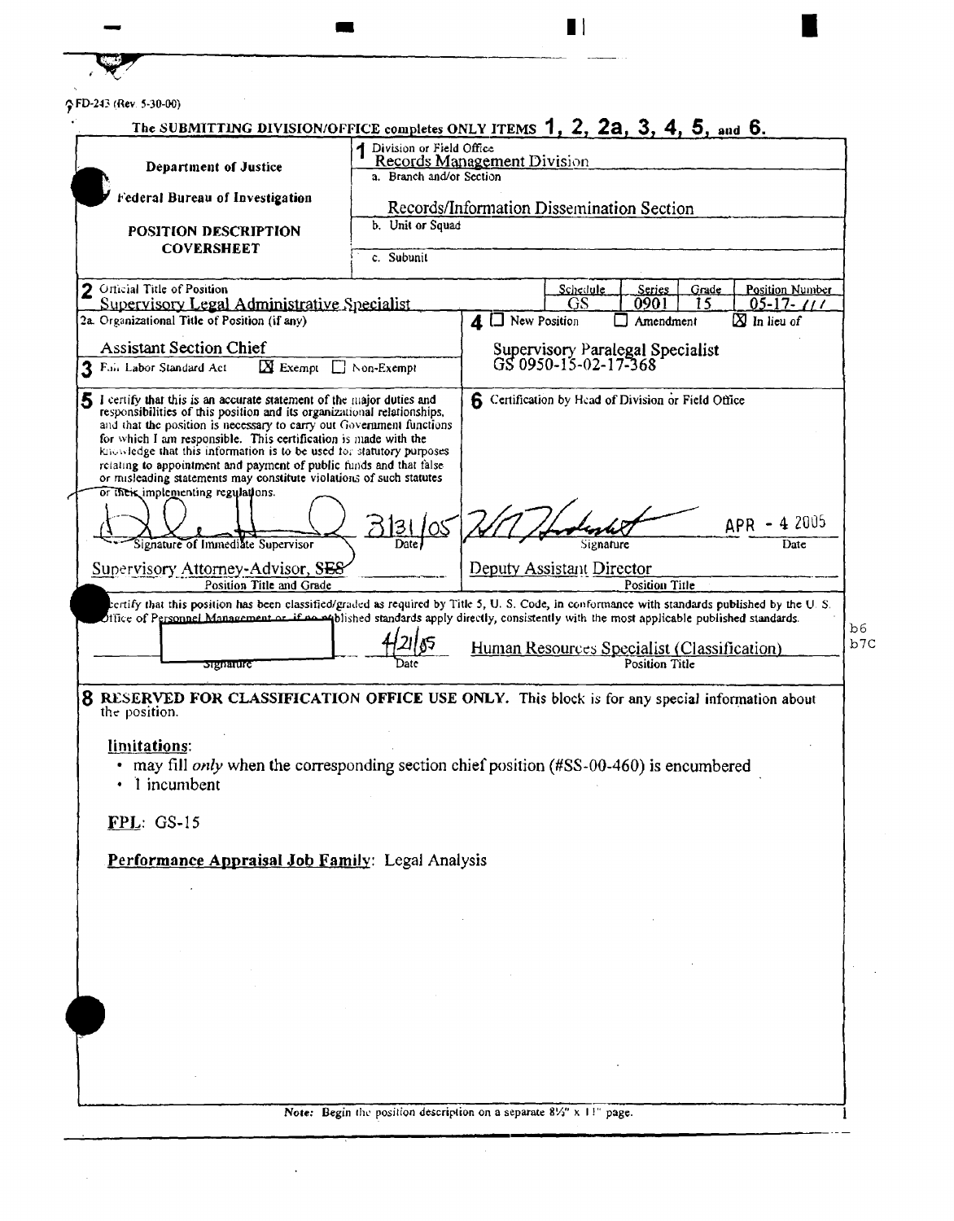FD-243 (Rev. 5-30-00)

The SUBMITTING DIVISION/OFFICE completes ONLY ITEMS **1, 2, 2a, 3, 4, 5, and 6.**

| | |
|---|---|
| **Department of Justice** | **1** Division or Field Office: Records Management Division |
| **Federal Bureau of Investigation** | a. Branch and/or Section: Records/Information Dissemination Section |
| **POSITION DESCRIPTION COVERSHEET** | b. Unit or Squad: |
| | c. Subunit: |

| **2** Official Title of Position | Schedule | Series | Grade | Position Number |
|---|---|---|---|---|
| Supervisory Legal Administrative Specialist | GS | 0901 | 15 | 05-17-111 |

**2a.** Organizational Title of Position (if any): Assistant Section Chief

**3** Fair Labor Standard Act: ☒ Exempt ☐ Non-Exempt

**4** ☐ New Position ☐ Amendment ☒ In lieu of

Supervisory Paralegal Specialist GS 0950-15-02-17-368

**5** I certify that this is an accurate statement of the major duties and responsibilities of this position and its organizational relationships, and that the position is necessary to carry out Government functions for which I am responsible. This certification is made with the knowledge that this information is to be used for statutory purposes relating to appointment and payment of public funds and that false or misleading statements may constitute violations of such statutes or their implementing regulations.

Signature of Immediate Supervisor — Date: 3/31/05

Supervisory Attorney-Advisor, SES — Position Title and Grade

**6** Certification by Head of Division or Field Office

Signature — Date: APR - 4 2005

Deputy Assistant Director — Position Title

**7** I certify that this position has been classified/graded as required by Title 5, U. S. Code, in conformance with standards published by the U. S. Office of Personnel Management or, if no published standards apply directly, consistently with the most applicable published standards.

Signature: [redacted] — Date: 4/21/05 — b6 b7C

Human Resources Specialist (Classification) — Position Title

**8 RESERVED FOR CLASSIFICATION OFFICE USE ONLY.** This block is for any special information about the position.

limitations:

- may fill *only* when the corresponding section chief position (#SS-00-460) is encumbered
- 1 incumbent

**FPL**: GS-15

**Performance Appraisal Job Family**: Legal Analysis

**Note:** Begin the position description on a separate 8½" x 11" page.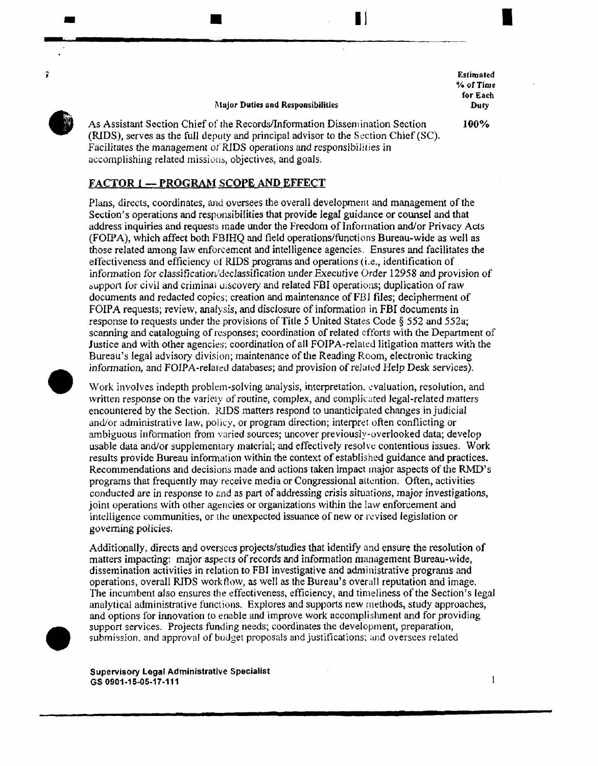| Major Duties and Responsibilities | Estimated % of Time for Each Duty |
|---|---|
| As Assistant Section Chief of the Records/Information Dissemination Section (RIDS), serves as the full deputy and principal advisor to the Section Chief (SC). Facilitates the management of RIDS operations and responsibilities in accomplishing related missions, objectives, and goals. | 100% |

## FACTOR 1 — PROGRAM SCOPE AND EFFECT

Plans, directs, coordinates, and oversees the overall development and management of the Section's operations and responsibilities that provide legal guidance or counsel and that address inquiries and requests made under the Freedom of Information and/or Privacy Acts (FOIPA), which affect both FBIHQ and field operations/functions Bureau-wide as well as those related among law enforcement and intelligence agencies. Ensures and facilitates the effectiveness and efficiency of RIDS programs and operations (i.e., identification of information for classification/declassification under Executive Order 12958 and provision of support for civil and criminal discovery and related FBI operations; duplication of raw documents and redacted copies; creation and maintenance of FBI files; decipherment of FOIPA requests; review, analysis, and disclosure of information in FBI documents in response to requests under the provisions of Title 5 United States Code § 552 and 552a; scanning and cataloguing of responses; coordination of related efforts with the Department of Justice and with other agencies; coordination of all FOIPA-related litigation matters with the Bureau's legal advisory division; maintenance of the Reading Room, electronic tracking information, and FOIPA-related databases; and provision of related Help Desk services).

Work involves indepth problem-solving analysis, interpretation, evaluation, resolution, and written response on the variety of routine, complex, and complicated legal-related matters encountered by the Section. RIDS matters respond to unanticipated changes in judicial and/or administrative law, policy, or program direction; interpret often conflicting or ambiguous information from varied sources; uncover previously-overlooked data; develop usable data and/or supplementary material; and effectively resolve contentious issues. Work results provide Bureau information within the context of established guidance and practices. Recommendations and decisions made and actions taken impact major aspects of the RMD's programs that frequently may receive media or Congressional attention. Often, activities conducted are in response to and as part of addressing crisis situations, major investigations, joint operations with other agencies or organizations within the law enforcement and intelligence communities, or the unexpected issuance of new or revised legislation or governing policies.

Additionally, directs and oversees projects/studies that identify and ensure the resolution of matters impacting: major aspects of records and information management Bureau-wide, dissemination activities in relation to FBI investigative and administrative programs and operations, overall RIDS workflow, as well as the Bureau's overall reputation and image. The incumbent also ensures the effectiveness, efficiency, and timeliness of the Section's legal analytical administrative functions. Explores and supports new methods, study approaches, and options for innovation to enable and improve work accomplishment and for providing support services. Projects funding needs; coordinates the development, preparation, submission, and approval of budget proposals and justifications; and oversees related

**Supervisory Legal Administrative Specialist**
**GS 0901-15-05-17-111**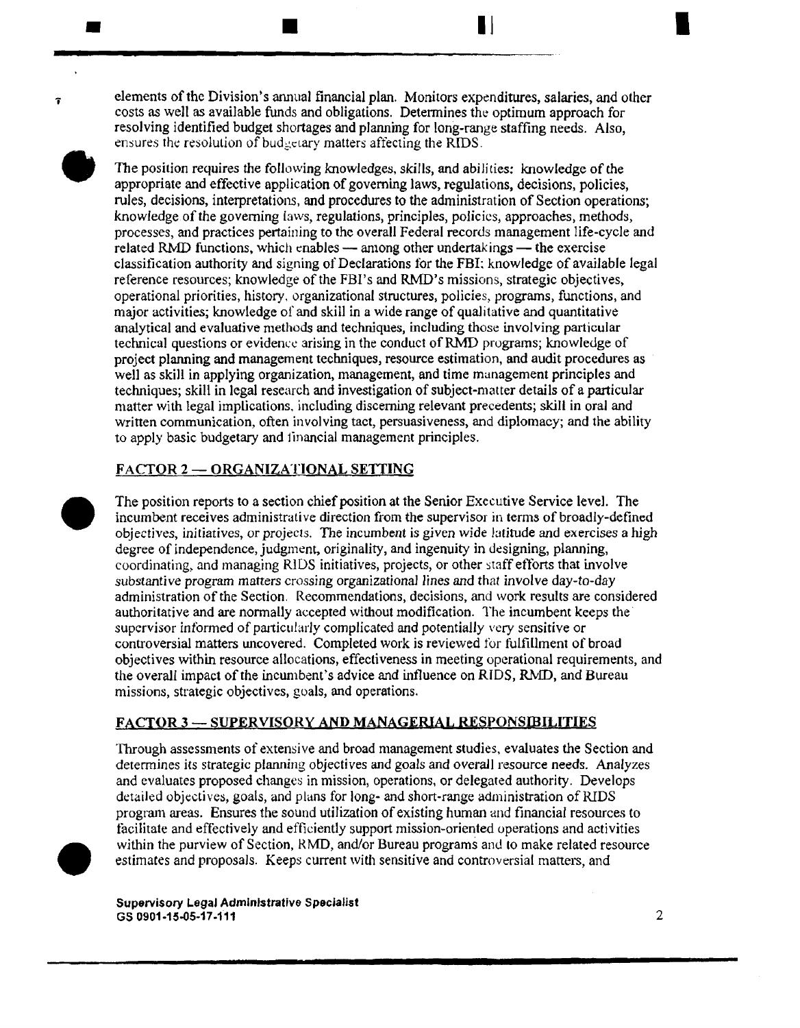elements of the Division's annual financial plan. Monitors expenditures, salaries, and other costs as well as available funds and obligations. Determines the optimum approach for resolving identified budget shortages and planning for long-range staffing needs. Also, ensures the resolution of budgetary matters affecting the RIDS.

The position requires the following knowledges, skills, and abilities: knowledge of the appropriate and effective application of governing laws, regulations, decisions, policies, rules, decisions, interpretations, and procedures to the administration of Section operations; knowledge of the governing laws, regulations, principles, policies, approaches, methods, processes, and practices pertaining to the overall Federal records management life-cycle and related RMD functions, which enables — among other undertakings — the exercise classification authority and signing of Declarations for the FBI; knowledge of available legal reference resources; knowledge of the FBI's and RMD's missions, strategic objectives, operational priorities, history, organizational structures, policies, programs, functions, and major activities; knowledge of and skill in a wide range of qualitative and quantitative analytical and evaluative methods and techniques, including those involving particular technical questions or evidence arising in the conduct of RMD programs; knowledge of project planning and management techniques, resource estimation, and audit procedures as well as skill in applying organization, management, and time management principles and techniques; skill in legal research and investigation of subject-matter details of a particular matter with legal implications, including discerning relevant precedents; skill in oral and written communication, often involving tact, persuasiveness, and diplomacy; and the ability to apply basic budgetary and financial management principles.

## FACTOR 2 — ORGANIZATIONAL SETTING

The position reports to a section chief position at the Senior Executive Service level. The incumbent receives administrative direction from the supervisor in terms of broadly-defined objectives, initiatives, or projects. The incumbent is given wide latitude and exercises a high degree of independence, judgment, originality, and ingenuity in designing, planning, coordinating, and managing RIDS initiatives, projects, or other staff efforts that involve substantive program matters crossing organizational lines and that involve day-to-day administration of the Section. Recommendations, decisions, and work results are considered authoritative and are normally accepted without modification. The incumbent keeps the supervisor informed of particularly complicated and potentially very sensitive or controversial matters uncovered. Completed work is reviewed for fulfillment of broad objectives within resource allocations, effectiveness in meeting operational requirements, and the overall impact of the incumbent's advice and influence on RIDS, RMD, and Bureau missions, strategic objectives, goals, and operations.

## FACTOR 3 — SUPERVISORY AND MANAGERIAL RESPONSIBILITIES

Through assessments of extensive and broad management studies, evaluates the Section and determines its strategic planning objectives and goals and overall resource needs. Analyzes and evaluates proposed changes in mission, operations, or delegated authority. Develops detailed objectives, goals, and plans for long- and short-range administration of RIDS program areas. Ensures the sound utilization of existing human and financial resources to facilitate and effectively and efficiently support mission-oriented operations and activities within the purview of Section, RMD, and/or Bureau programs and to make related resource estimates and proposals. Keeps current with sensitive and controversial matters, and

**Supervisory Legal Administrative Specialist**
**GS 0901-15-05-17-111**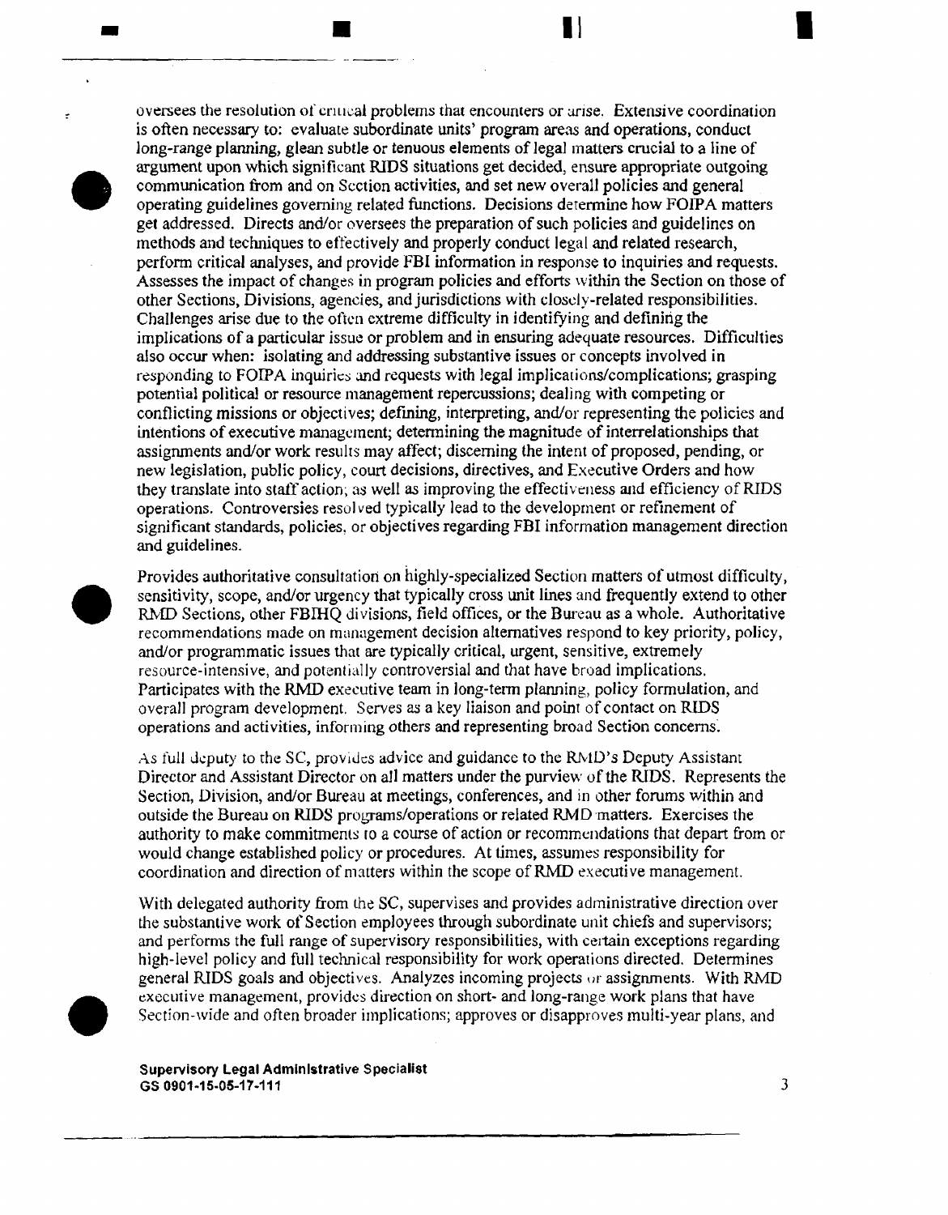oversees the resolution of critical problems that encounters or arise. Extensive coordination is often necessary to: evaluate subordinate units' program areas and operations, conduct long-range planning, glean subtle or tenuous elements of legal matters crucial to a line of argument upon which significant RIDS situations get decided, ensure appropriate outgoing communication from and on Section activities, and set new overall policies and general operating guidelines governing related functions. Decisions determine how FOIPA matters get addressed. Directs and/or oversees the preparation of such policies and guidelines on methods and techniques to effectively and properly conduct legal and related research, perform critical analyses, and provide FBI information in response to inquiries and requests. Assesses the impact of changes in program policies and efforts within the Section on those of other Sections, Divisions, agencies, and jurisdictions with closely-related responsibilities. Challenges arise due to the often extreme difficulty in identifying and defining the implications of a particular issue or problem and in ensuring adequate resources. Difficulties also occur when: isolating and addressing substantive issues or concepts involved in responding to FOIPA inquiries and requests with legal implications/complications; grasping potential political or resource management repercussions; dealing with competing or conflicting missions or objectives; defining, interpreting, and/or representing the policies and intentions of executive management; determining the magnitude of interrelationships that assignments and/or work results may affect; discerning the intent of proposed, pending, or new legislation, public policy, court decisions, directives, and Executive Orders and how they translate into staff action; as well as improving the effectiveness and efficiency of RIDS operations. Controversies resolved typically lead to the development or refinement of significant standards, policies, or objectives regarding FBI information management direction and guidelines.

Provides authoritative consultation on highly-specialized Section matters of utmost difficulty, sensitivity, scope, and/or urgency that typically cross unit lines and frequently extend to other RMD Sections, other FBIHQ divisions, field offices, or the Bureau as a whole. Authoritative recommendations made on management decision alternatives respond to key priority, policy, and/or programmatic issues that are typically critical, urgent, sensitive, extremely resource-intensive, and potentially controversial and that have broad implications. Participates with the RMD executive team in long-term planning, policy formulation, and overall program development. Serves as a key liaison and point of contact on RIDS operations and activities, informing others and representing broad Section concerns.

As full deputy to the SC, provides advice and guidance to the RMD's Deputy Assistant Director and Assistant Director on all matters under the purview of the RIDS. Represents the Section, Division, and/or Bureau at meetings, conferences, and in other forums within and outside the Bureau on RIDS programs/operations or related RMD matters. Exercises the authority to make commitments to a course of action or recommendations that depart from or would change established policy or procedures. At times, assumes responsibility for coordination and direction of matters within the scope of RMD executive management.

With delegated authority from the SC, supervises and provides administrative direction over the substantive work of Section employees through subordinate unit chiefs and supervisors; and performs the full range of supervisory responsibilities, with certain exceptions regarding high-level policy and full technical responsibility for work operations directed. Determines general RIDS goals and objectives. Analyzes incoming projects or assignments. With RMD executive management, provides direction on short- and long-range work plans that have Section-wide and often broader implications; approves or disapproves multi-year plans, and

**Supervisory Legal Administrative Specialist**
**GS 0901-15-05-17-111**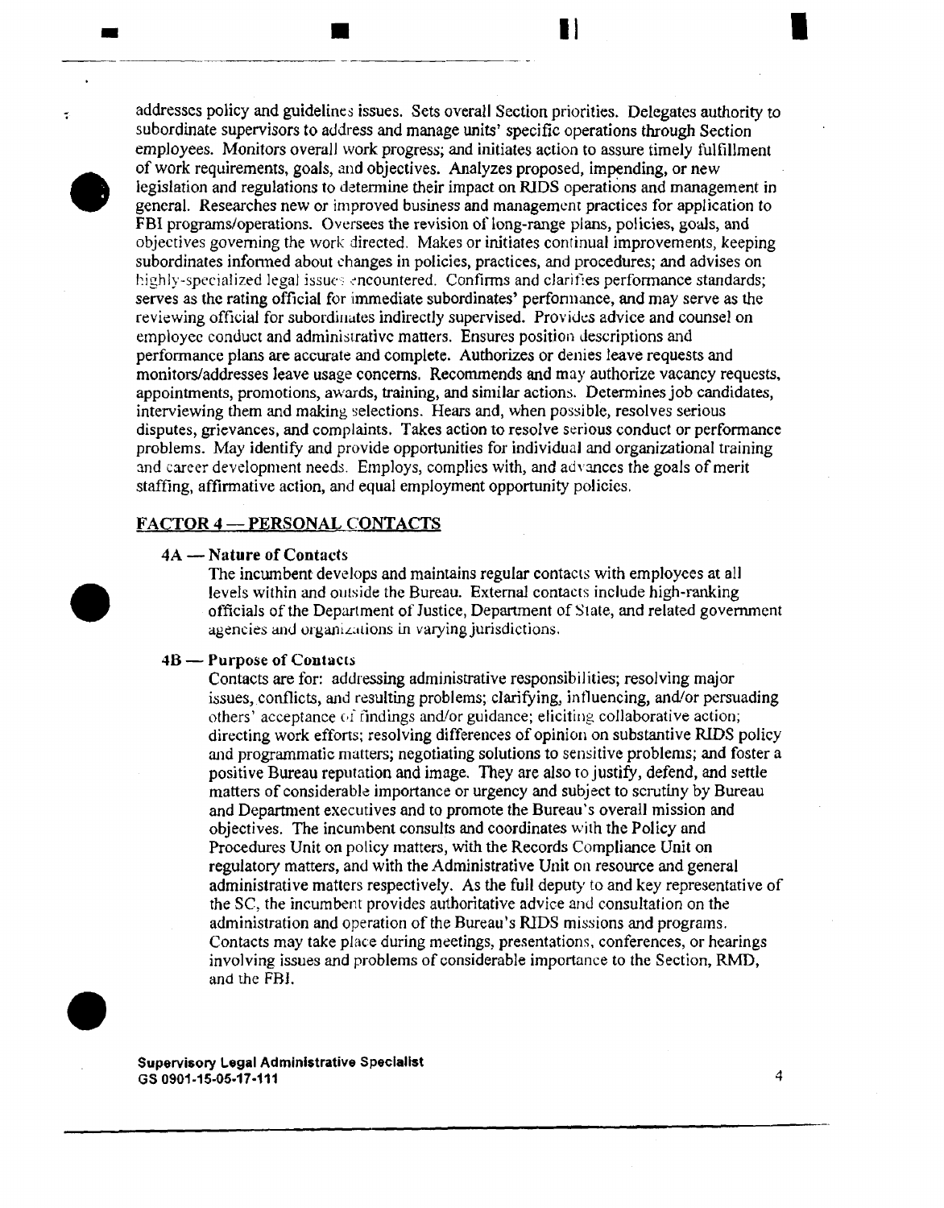addresses policy and guidelines issues. Sets overall Section priorities. Delegates authority to subordinate supervisors to address and manage units' specific operations through Section employees. Monitors overall work progress; and initiates action to assure timely fulfillment of work requirements, goals, and objectives. Analyzes proposed, impending, or new legislation and regulations to determine their impact on RIDS operations and management in general. Researches new or improved business and management practices for application to FBI programs/operations. Oversees the revision of long-range plans, policies, goals, and objectives governing the work directed. Makes or initiates continual improvements, keeping subordinates informed about changes in policies, practices, and procedures; and advises on highly-specialized legal issues encountered. Confirms and clarifies performance standards; serves as the rating official for immediate subordinates' performance, and may serve as the reviewing official for subordinates indirectly supervised. Provides advice and counsel on employee conduct and administrative matters. Ensures position descriptions and performance plans are accurate and complete. Authorizes or denies leave requests and monitors/addresses leave usage concerns. Recommends and may authorize vacancy requests, appointments, promotions, awards, training, and similar actions. Determines job candidates, interviewing them and making selections. Hears and, when possible, resolves serious disputes, grievances, and complaints. Takes action to resolve serious conduct or performance problems. May identify and provide opportunities for individual and organizational training and career development needs. Employs, complies with, and advances the goals of merit staffing, affirmative action, and equal employment opportunity policies.

## FACTOR 4 — PERSONAL CONTACTS

### 4A — Nature of Contacts

The incumbent develops and maintains regular contacts with employees at all levels within and outside the Bureau. External contacts include high-ranking officials of the Department of Justice, Department of State, and related government agencies and organizations in varying jurisdictions.

### 4B — Purpose of Contacts

Contacts are for: addressing administrative responsibilities; resolving major issues, conflicts, and resulting problems; clarifying, influencing, and/or persuading others' acceptance of findings and/or guidance; eliciting collaborative action; directing work efforts; resolving differences of opinion on substantive RIDS policy and programmatic matters; negotiating solutions to sensitive problems; and foster a positive Bureau reputation and image. They are also to justify, defend, and settle matters of considerable importance or urgency and subject to scrutiny by Bureau and Department executives and to promote the Bureau's overall mission and objectives. The incumbent consults and coordinates with the Policy and Procedures Unit on policy matters, with the Records Compliance Unit on regulatory matters, and with the Administrative Unit on resource and general administrative matters respectively. As the full deputy to and key representative of the SC, the incumbent provides authoritative advice and consultation on the administration and operation of the Bureau's RIDS missions and programs. Contacts may take place during meetings, presentations, conferences, or hearings involving issues and problems of considerable importance to the Section, RMD, and the FBI.

**Supervisory Legal Administrative Specialist**
**GS 0901-15-05-17-111**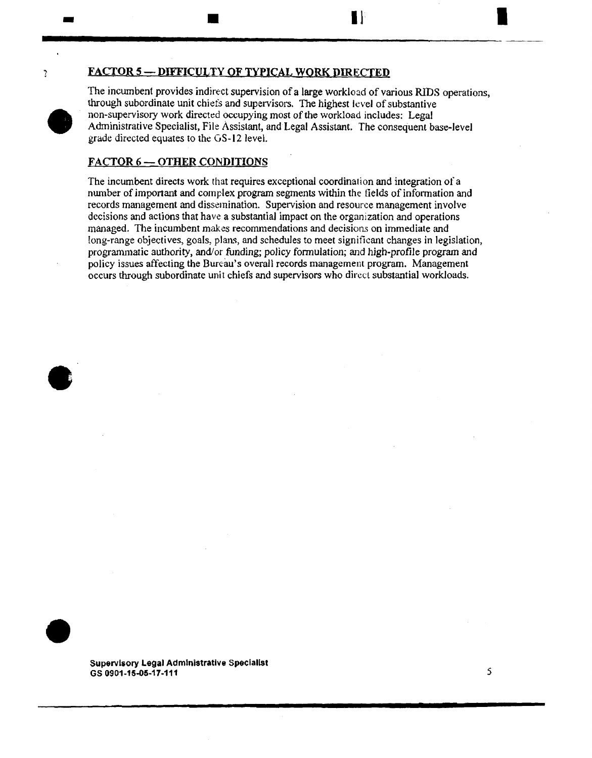## FACTOR 5 — DIFFICULTY OF TYPICAL WORK DIRECTED

The incumbent provides indirect supervision of a large workload of various RIDS operations, through subordinate unit chiefs and supervisors. The highest level of substantive non-supervisory work directed occupying most of the workload includes: Legal Administrative Specialist, File Assistant, and Legal Assistant. The consequent base-level grade directed equates to the GS-12 level.

## FACTOR 6 — OTHER CONDITIONS

The incumbent directs work that requires exceptional coordination and integration of a number of important and complex program segments within the fields of information and records management and dissemination. Supervision and resource management involve decisions and actions that have a substantial impact on the organization and operations managed. The incumbent makes recommendations and decisions on immediate and long-range objectives, goals, plans, and schedules to meet significant changes in legislation, programmatic authority, and/or funding; policy formulation; and high-profile program and policy issues affecting the Bureau's overall records management program. Management occurs through subordinate unit chiefs and supervisors who direct substantial workloads.